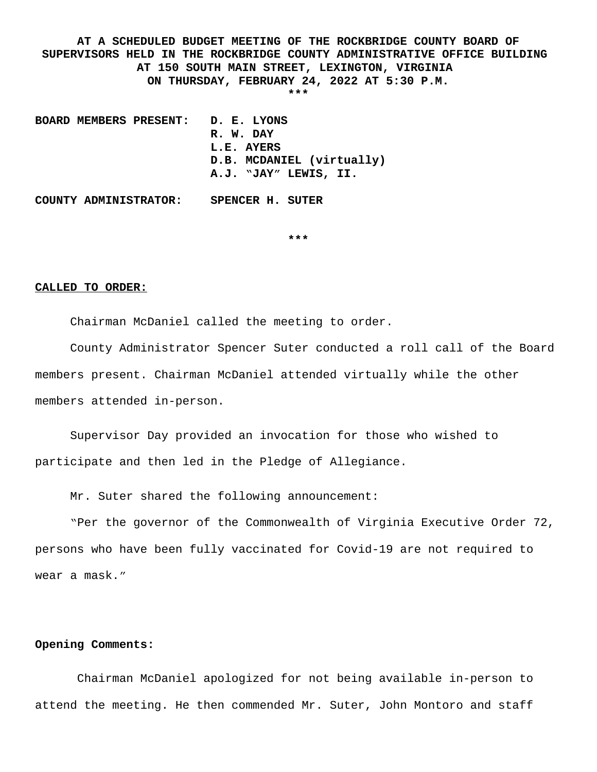**AT A SCHEDULED BUDGET MEETING OF THE ROCKBRIDGE COUNTY BOARD OF SUPERVISORS HELD IN THE ROCKBRIDGE COUNTY ADMINISTRATIVE OFFICE BUILDING AT 150 SOUTH MAIN STREET, LEXINGTON, VIRGINIA ON THURSDAY, FEBRUARY 24, 2022 AT 5:30 P.M.**

***

**BOARD MEMBERS PRESENT:** **D. E. LYONS**
**R. W. DAY**
**L.E. AYERS**
**D.B. MCDANIEL (virtually)**
**A.J. "JAY" LEWIS, II.**

**COUNTY ADMINISTRATOR:** **SPENCER H. SUTER**

***

**CALLED TO ORDER:**

Chairman McDaniel called the meeting to order.

County Administrator Spencer Suter conducted a roll call of the Board members present. Chairman McDaniel attended virtually while the other members attended in-person.

Supervisor Day provided an invocation for those who wished to participate and then led in the Pledge of Allegiance.

Mr. Suter shared the following announcement:

"Per the governor of the Commonwealth of Virginia Executive Order 72, persons who have been fully vaccinated for Covid-19 are not required to wear a mask."

**Opening Comments:**

Chairman McDaniel apologized for not being available in-person to attend the meeting. He then commended Mr. Suter, John Montoro and staff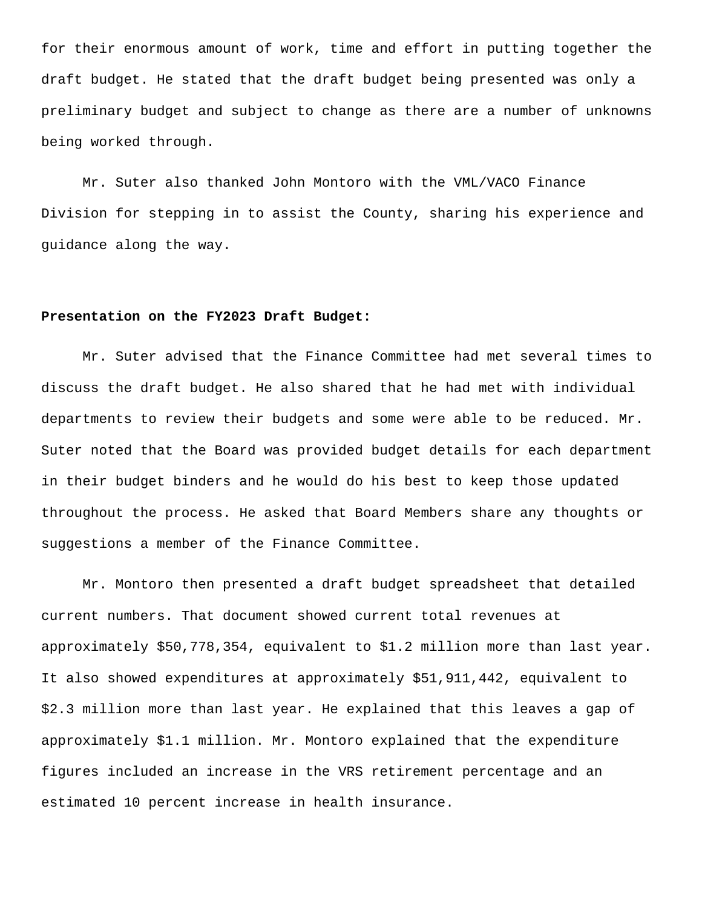for their enormous amount of work, time and effort in putting together the draft budget. He stated that the draft budget being presented was only a preliminary budget and subject to change as there are a number of unknowns being worked through.

Mr. Suter also thanked John Montoro with the VML/VACO Finance Division for stepping in to assist the County, sharing his experience and guidance along the way.

**Presentation on the FY2023 Draft Budget:**

Mr. Suter advised that the Finance Committee had met several times to discuss the draft budget. He also shared that he had met with individual departments to review their budgets and some were able to be reduced. Mr. Suter noted that the Board was provided budget details for each department in their budget binders and he would do his best to keep those updated throughout the process. He asked that Board Members share any thoughts or suggestions a member of the Finance Committee.

Mr. Montoro then presented a draft budget spreadsheet that detailed current numbers. That document showed current total revenues at approximately $50,778,354, equivalent to $1.2 million more than last year. It also showed expenditures at approximately $51,911,442, equivalent to $2.3 million more than last year. He explained that this leaves a gap of approximately $1.1 million. Mr. Montoro explained that the expenditure figures included an increase in the VRS retirement percentage and an estimated 10 percent increase in health insurance.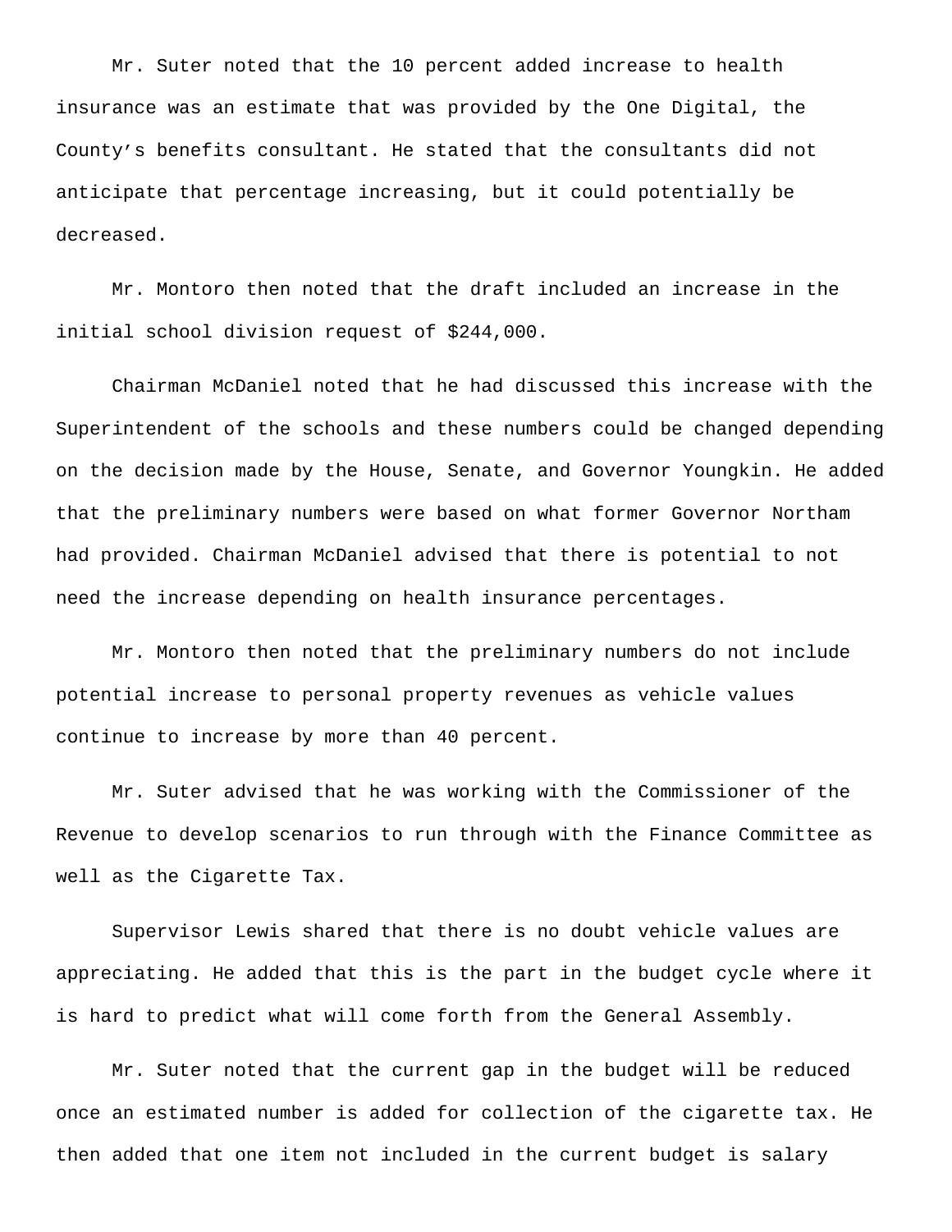Mr. Suter noted that the 10 percent added increase to health insurance was an estimate that was provided by the One Digital, the County's benefits consultant. He stated that the consultants did not anticipate that percentage increasing, but it could potentially be decreased.

Mr. Montoro then noted that the draft included an increase in the initial school division request of $244,000.

Chairman McDaniel noted that he had discussed this increase with the Superintendent of the schools and these numbers could be changed depending on the decision made by the House, Senate, and Governor Youngkin. He added that the preliminary numbers were based on what former Governor Northam had provided. Chairman McDaniel advised that there is potential to not need the increase depending on health insurance percentages.

Mr. Montoro then noted that the preliminary numbers do not include potential increase to personal property revenues as vehicle values continue to increase by more than 40 percent.

Mr. Suter advised that he was working with the Commissioner of the Revenue to develop scenarios to run through with the Finance Committee as well as the Cigarette Tax.

Supervisor Lewis shared that there is no doubt vehicle values are appreciating. He added that this is the part in the budget cycle where it is hard to predict what will come forth from the General Assembly.

Mr. Suter noted that the current gap in the budget will be reduced once an estimated number is added for collection of the cigarette tax. He then added that one item not included in the current budget is salary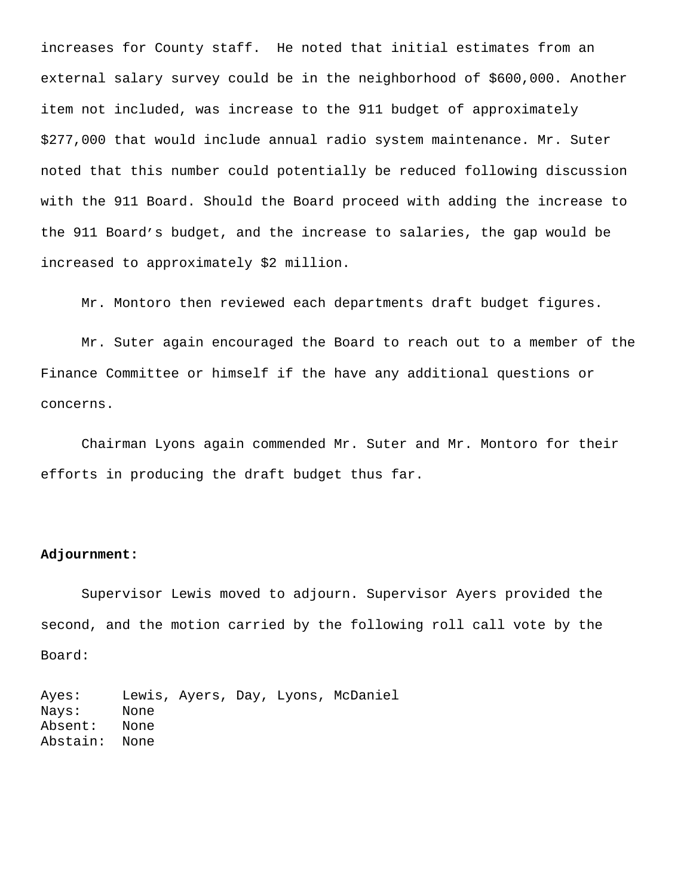increases for County staff. He noted that initial estimates from an external salary survey could be in the neighborhood of $600,000. Another item not included, was increase to the 911 budget of approximately $277,000 that would include annual radio system maintenance. Mr. Suter noted that this number could potentially be reduced following discussion with the 911 Board. Should the Board proceed with adding the increase to the 911 Board's budget, and the increase to salaries, the gap would be increased to approximately $2 million.

Mr. Montoro then reviewed each departments draft budget figures.

Mr. Suter again encouraged the Board to reach out to a member of the Finance Committee or himself if the have any additional questions or concerns.

Chairman Lyons again commended Mr. Suter and Mr. Montoro for their efforts in producing the draft budget thus far.

**Adjournment:**

Supervisor Lewis moved to adjourn. Supervisor Ayers provided the second, and the motion carried by the following roll call vote by the Board:

Ayes: Lewis, Ayers, Day, Lyons, McDaniel
Nays: None
Absent: None
Abstain: None